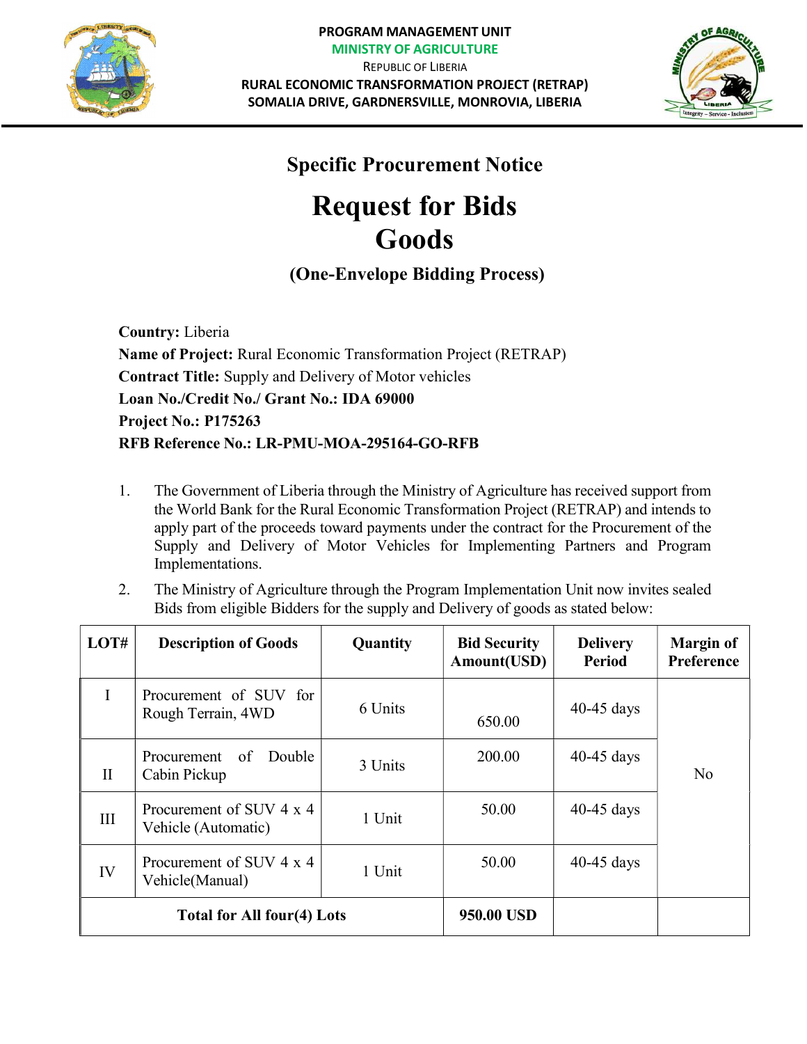PROGRAM MANAGEMENT UNIT
MINISTRY OF AGRICULTURE
REPUBLIC OF LIBERIA
RURAL ECONOMIC TRANSFORMATION PROJECT (RETRAP)
SOMALIA DRIVE, GARDNERSVILLE, MONROVIA, LIBERIA

## Specific Procurement Notice

# Request for Bids
# Goods

### (One-Envelope Bidding Process)

**Country:** Liberia
**Name of Project:** Rural Economic Transformation Project (RETRAP)
**Contract Title:** Supply and Delivery of Motor vehicles
**Loan No./Credit No./ Grant No.: IDA 69000**
**Project No.: P175263**
**RFB Reference No.: LR-PMU-MOA-295164-GO-RFB**

1. The Government of Liberia through the Ministry of Agriculture has received support from the World Bank for the Rural Economic Transformation Project (RETRAP) and intends to apply part of the proceeds toward payments under the contract for the Procurement of the Supply and Delivery of Motor Vehicles for Implementing Partners and Program Implementations.

2. The Ministry of Agriculture through the Program Implementation Unit now invites sealed Bids from eligible Bidders for the supply and Delivery of goods as stated below:

| LOT# | Description of Goods | Quantity | Bid Security Amount(USD) | Delivery Period | Margin of Preference |
|---|---|---|---|---|---|
| I | Procurement of SUV for Rough Terrain, 4WD | 6 Units | 650.00 | 40-45 days | No |
| II | Procurement of Double Cabin Pickup | 3 Units | 200.00 | 40-45 days | |
| III | Procurement of SUV 4 x 4 Vehicle (Automatic) | 1 Unit | 50.00 | 40-45 days | |
| IV | Procurement of SUV 4 x 4 Vehicle(Manual) | 1 Unit | 50.00 | 40-45 days | |
| **Total for All four(4) Lots** | | | **950.00 USD** | | |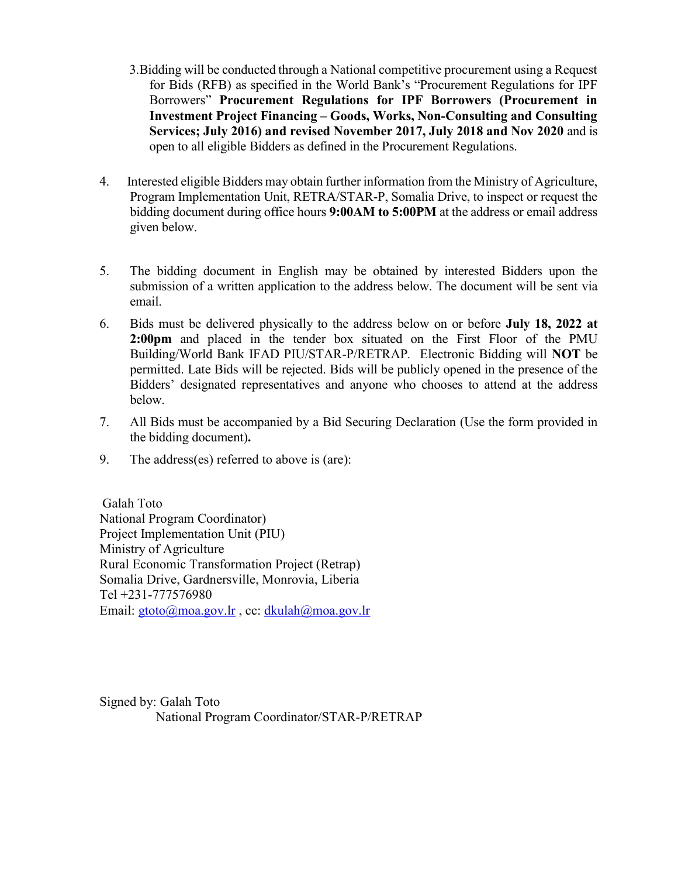3. Bidding will be conducted through a National competitive procurement using a Request for Bids (RFB) as specified in the World Bank's "Procurement Regulations for IPF Borrowers" **Procurement Regulations for IPF Borrowers (Procurement in Investment Project Financing – Goods, Works, Non-Consulting and Consulting Services; July 2016) and revised November 2017, July 2018 and Nov 2020** and is open to all eligible Bidders as defined in the Procurement Regulations.

4. Interested eligible Bidders may obtain further information from the Ministry of Agriculture, Program Implementation Unit, RETRA/STAR-P, Somalia Drive, to inspect or request the bidding document during office hours **9:00AM to 5:00PM** at the address or email address given below.

5. The bidding document in English may be obtained by interested Bidders upon the submission of a written application to the address below. The document will be sent via email.

6. Bids must be delivered physically to the address below on or before **July 18, 2022 at 2:00pm** and placed in the tender box situated on the First Floor of the PMU Building/World Bank IFAD PIU/STAR-P/RETRAP. Electronic Bidding will **NOT** be permitted. Late Bids will be rejected. Bids will be publicly opened in the presence of the Bidders' designated representatives and anyone who chooses to attend at the address below.

7. All Bids must be accompanied by a Bid Securing Declaration (Use the form provided in the bidding document)**.**

9. The address(es) referred to above is (are):

Galah Toto  
National Program Coordinator)  
Project Implementation Unit (PIU)  
Ministry of Agriculture  
Rural Economic Transformation Project (Retrap)  
Somalia Drive, Gardnersville, Monrovia, Liberia  
Tel +231-777576980  
Email: gtoto@moa.gov.lr , cc: dkulah@moa.gov.lr

Signed by: Galah Toto  
National Program Coordinator/STAR-P/RETRAP